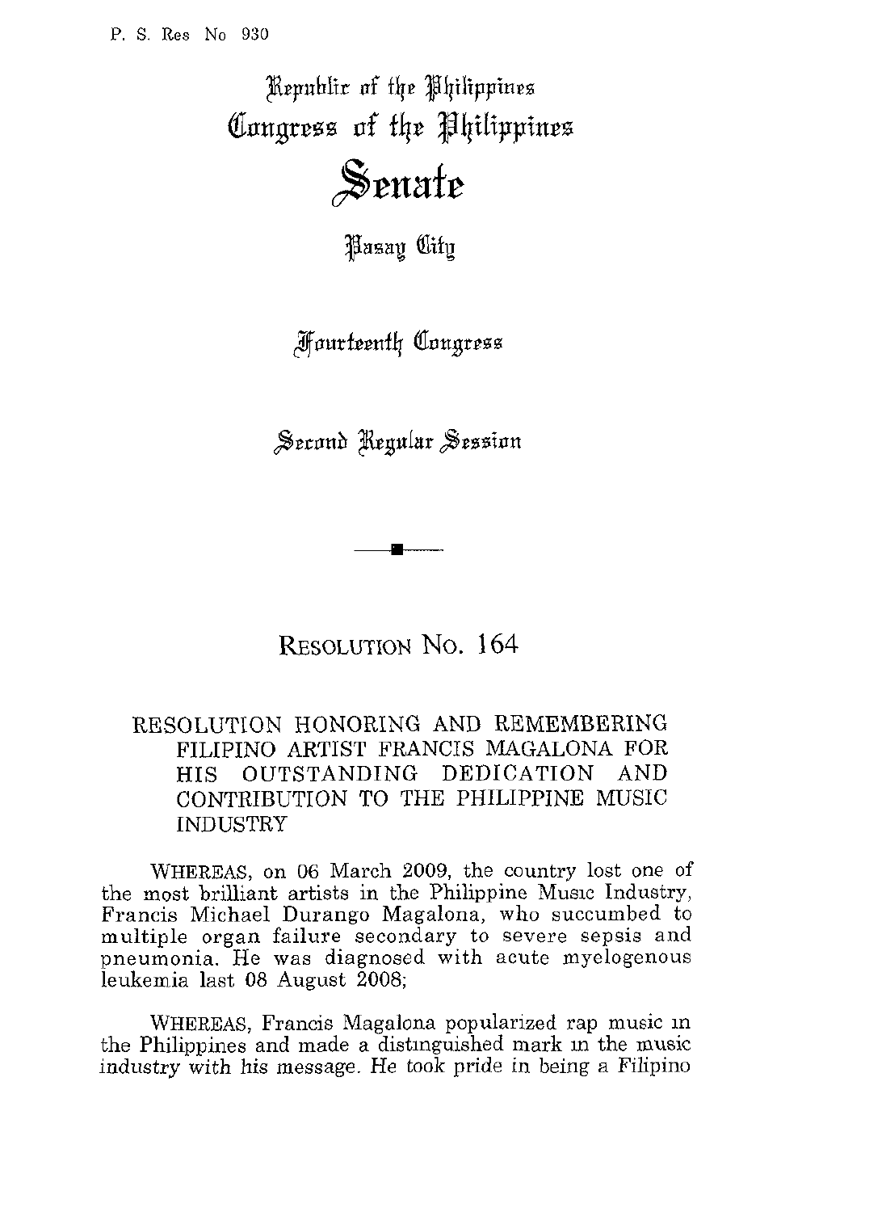P. S. Res No 930

Republic of the Philippines
Congress of the Philippines

# Senate

Pasay City

Fourteenth Congress

Second Regular Session

## RESOLUTION No. 164

### RESOLUTION HONORING AND REMEMBERING FILIPINO ARTIST FRANCIS MAGALONA FOR HIS OUTSTANDING DEDICATION AND CONTRIBUTION TO THE PHILIPPINE MUSIC INDUSTRY

WHEREAS, on 06 March 2009, the country lost one of the most brilliant artists in the Philippine Music Industry, Francis Michael Durango Magalona, who succumbed to multiple organ failure secondary to severe sepsis and pneumonia. He was diagnosed with acute myelogenous leukemia last 08 August 2008;

WHEREAS, Francis Magalona popularized rap music in the Philippines and made a distinguished mark in the music industry with his message. He took pride in being a Filipino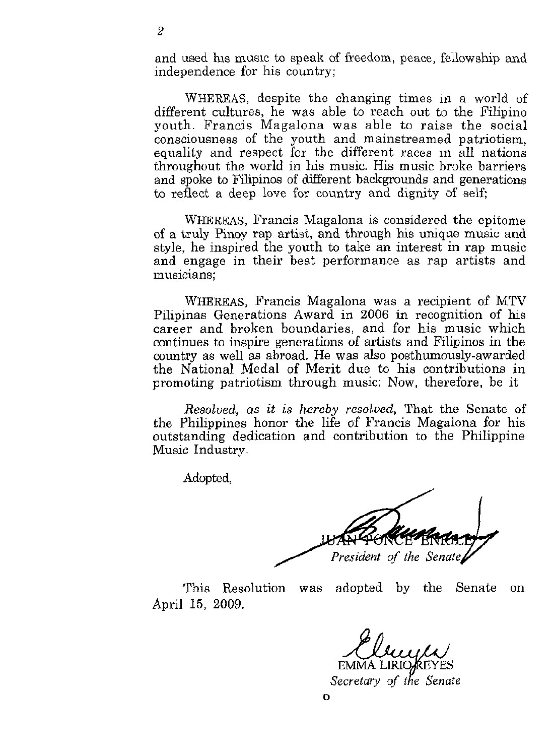and used his music to speak of freedom, peace, fellowship and independence for his country;

WHEREAS, despite the changing times in a world of different cultures, he was able to reach out to the Filipino youth. Francis Magalona was able to raise the social consciousness of the youth and mainstreamed patriotism, equality and respect for the different races in all nations throughout the world in his music. His music broke barriers and spoke to Filipinos of different backgrounds and generations to reflect a deep love for country and dignity of self;

WHEREAS, Francis Magalona is considered the epitome of a truly Pinoy rap artist, and through his unique music and style, he inspired the youth to take an interest in rap music and engage in their best performance as rap artists and musicians;

WHEREAS, Francis Magalona was a recipient of MTV Pilipinas Generations Award in 2006 in recognition of his career and broken boundaries, and for his music which continues to inspire generations of artists and Filipinos in the country as well as abroad. He was also posthumously-awarded the National Medal of Merit due to his contributions in promoting patriotism through music: Now, therefore, be it

*Resolved, as it is hereby resolved,* That the Senate of the Philippines honor the life of Francis Magalona for his outstanding dedication and contribution to the Philippine Music Industry.

Adopted,

JUAN PONCE ENRILE
*President of the Senate*

This Resolution was adopted by the Senate on April 15, 2009.

EMMA LIRIO-REYES
*Secretary of the Senate*

o